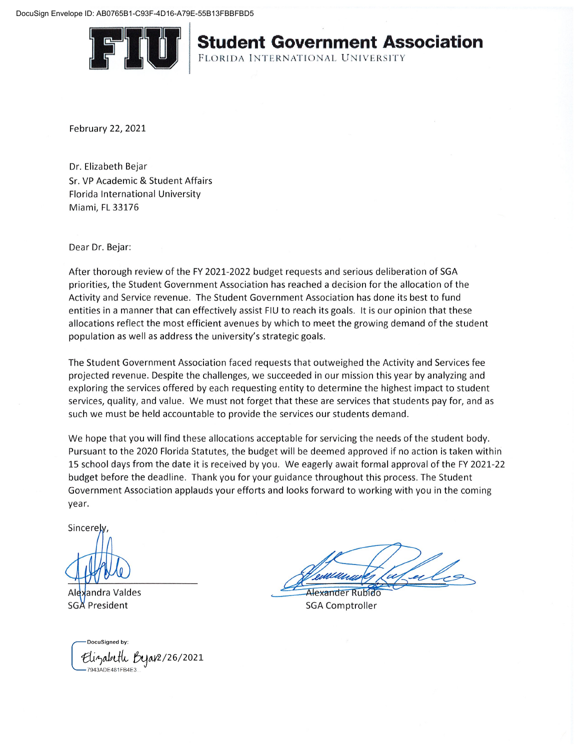DocuSign Envelope ID: AB0765B1-C93F-4D16-A79E-55B13FBBFBD5

# FIU Student Government Association

FLORIDA INTERNATIONAL UNIVERSITY

February 22, 2021

Dr. Elizabeth Bejar
Sr. VP Academic & Student Affairs
Florida International University
Miami, FL 33176

Dear Dr. Bejar:

After thorough review of the FY 2021-2022 budget requests and serious deliberation of SGA priorities, the Student Government Association has reached a decision for the allocation of the Activity and Service revenue. The Student Government Association has done its best to fund entities in a manner that can effectively assist FIU to reach its goals. It is our opinion that these allocations reflect the most efficient avenues by which to meet the growing demand of the student population as well as address the university's strategic goals.

The Student Government Association faced requests that outweighed the Activity and Services fee projected revenue. Despite the challenges, we succeeded in our mission this year by analyzing and exploring the services offered by each requesting entity to determine the highest impact to student services, quality, and value. We must not forget that these are services that students pay for, and as such we must be held accountable to provide the services our students demand.

We hope that you will find these allocations acceptable for servicing the needs of the student body. Pursuant to the 2020 Florida Statutes, the budget will be deemed approved if no action is taken within 15 school days from the date it is received by you. We eagerly await formal approval of the FY 2021-22 budget before the deadline. Thank you for your guidance throughout this process. The Student Government Association applauds your efforts and looks forward to working with you in the coming year.

Sincerely,

Alexandra Valdes
SGA President

Alexander Rubido
SGA Comptroller

DocuSigned by:
Elizabeth Bejar 2/26/2021
7943ADE481FB4E3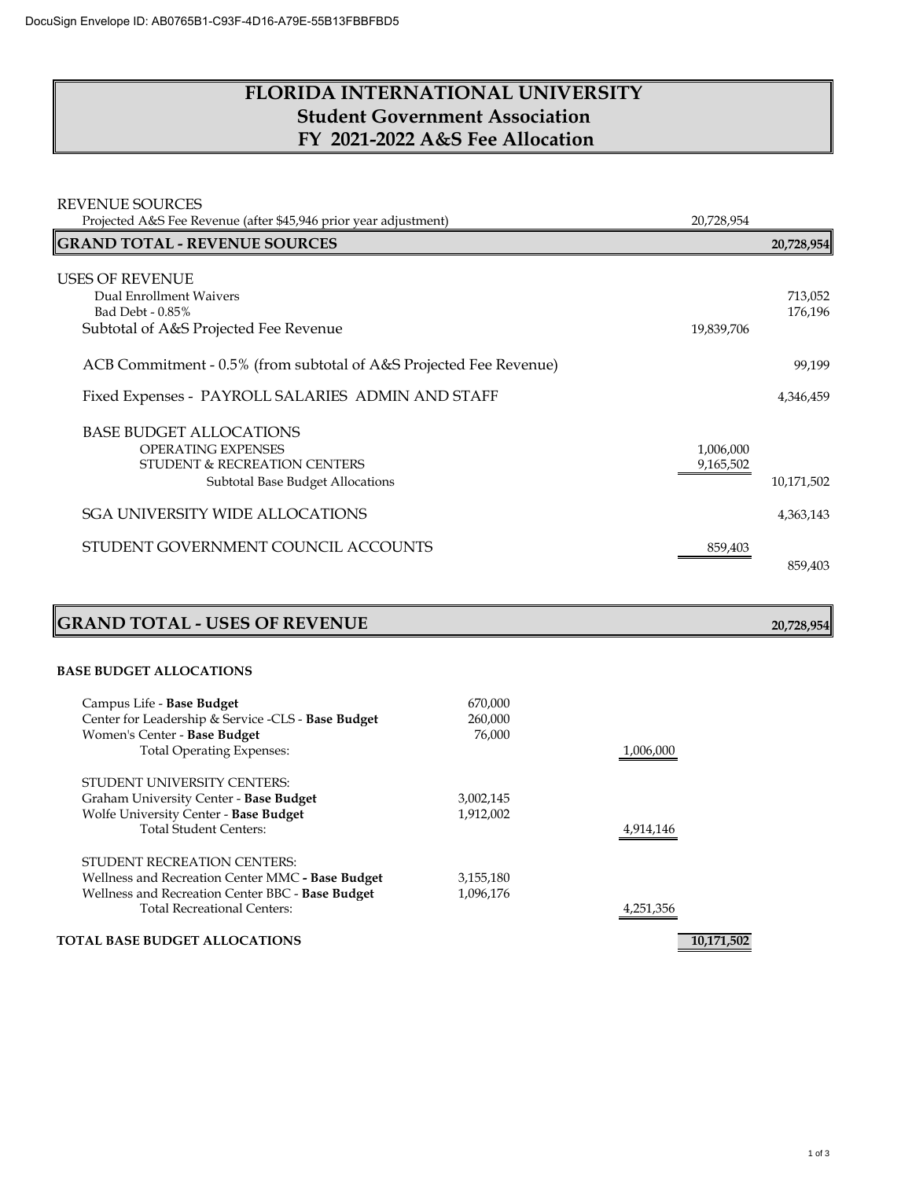DocuSign Envelope ID: AB0765B1-C93F-4D16-A79E-55B13FBBFBD5

# FLORIDA INTERNATIONAL UNIVERSITY
## Student Government Association
## FY 2021-2022 A&S Fee Allocation

| | | |
|---|---|---|
| **REVENUE SOURCES** | | |
| Projected A&S Fee Revenue (after $45,946 prior year adjustment) | 20,728,954 | |
| **GRAND TOTAL - REVENUE SOURCES** | | **20,728,954** |
| **USES OF REVENUE** | | |
| Dual Enrollment Waivers | | 713,052 |
| Bad Debt - 0.85% | | 176,196 |
| Subtotal of A&S Projected Fee Revenue | 19,839,706 | |
| ACB Commitment - 0.5% (from subtotal of A&S Projected Fee Revenue) | | 99,199 |
| Fixed Expenses - PAYROLL SALARIES ADMIN AND STAFF | | 4,346,459 |
| BASE BUDGET ALLOCATIONS | | |
| OPERATING EXPENSES | 1,006,000 | |
| STUDENT & RECREATION CENTERS | 9,165,502 | |
| Subtotal Base Budget Allocations | | 10,171,502 |
| SGA UNIVERSITY WIDE ALLOCATIONS | | 4,363,143 |
| STUDENT GOVERNMENT COUNCIL ACCOUNTS | 859,403 | 859,403 |
| **GRAND TOTAL - USES OF REVENUE** | | **20,728,954** |

### BASE BUDGET ALLOCATIONS

| | | | |
|---|---|---|---|
| Campus Life - **Base Budget** | 670,000 | | |
| Center for Leadership & Service -CLS - **Base Budget** | 260,000 | | |
| Women's Center - **Base Budget** | 76,000 | | |
| Total Operating Expenses: | | 1,006,000 | |
| STUDENT UNIVERSITY CENTERS: | | | |
| Graham University Center - **Base Budget** | 3,002,145 | | |
| Wolfe University Center - **Base Budget** | 1,912,002 | | |
| Total Student Centers: | | 4,914,146 | |
| STUDENT RECREATION CENTERS: | | | |
| Wellness and Recreation Center MMC **- Base Budget** | 3,155,180 | | |
| Wellness and Recreation Center BBC - **Base Budget** | 1,096,176 | | |
| Total Recreational Centers: | | 4,251,356 | |
| **TOTAL BASE BUDGET ALLOCATIONS** | | | **10,171,502** |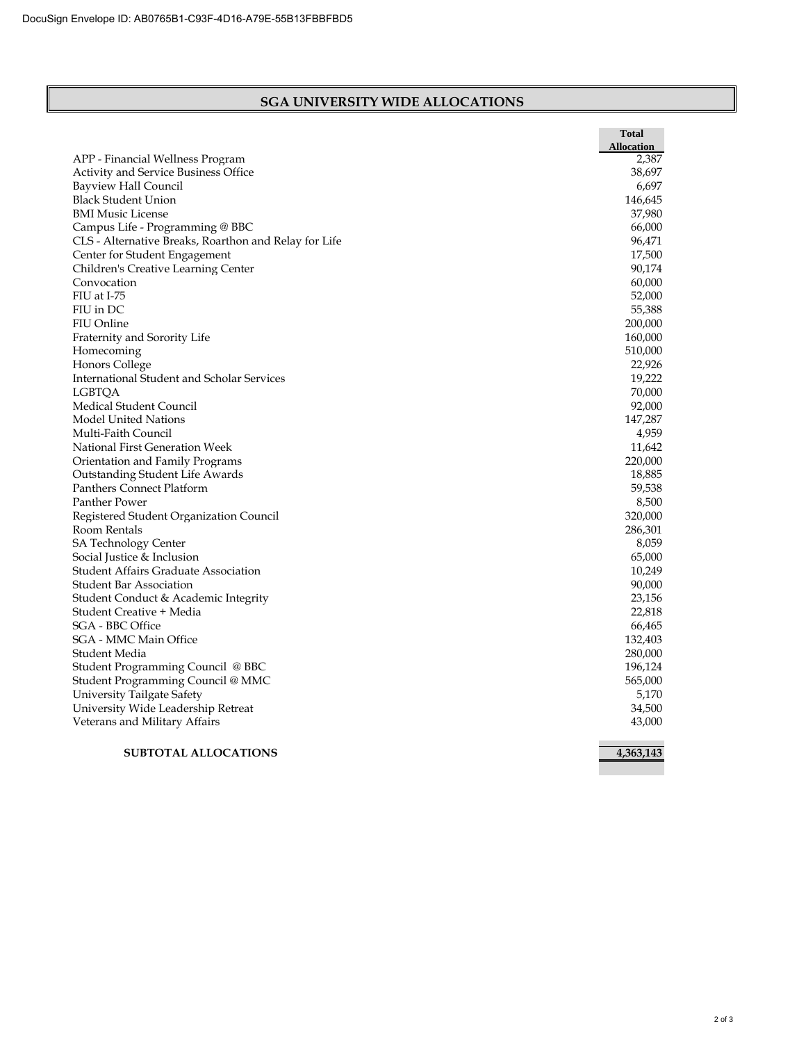## SGA UNIVERSITY WIDE ALLOCATIONS

| | Total Allocation |
|---|---|
| APP - Financial Wellness Program | 2,387 |
| Activity and Service Business Office | 38,697 |
| Bayview Hall Council | 6,697 |
| Black Student Union | 146,645 |
| BMI Music License | 37,980 |
| Campus Life - Programming @ BBC | 66,000 |
| CLS - Alternative Breaks, Roarthon and Relay for Life | 96,471 |
| Center for Student Engagement | 17,500 |
| Children's Creative Learning Center | 90,174 |
| Convocation | 60,000 |
| FIU at I-75 | 52,000 |
| FIU in DC | 55,388 |
| FIU Online | 200,000 |
| Fraternity and Sorority Life | 160,000 |
| Homecoming | 510,000 |
| Honors College | 22,926 |
| International Student and Scholar Services | 19,222 |
| LGBTQA | 70,000 |
| Medical Student Council | 92,000 |
| Model United Nations | 147,287 |
| Multi-Faith Council | 4,959 |
| National First Generation Week | 11,642 |
| Orientation and Family Programs | 220,000 |
| Outstanding Student Life Awards | 18,885 |
| Panthers Connect Platform | 59,538 |
| Panther Power | 8,500 |
| Registered Student Organization Council | 320,000 |
| Room Rentals | 286,301 |
| SA Technology Center | 8,059 |
| Social Justice & Inclusion | 65,000 |
| Student Affairs Graduate Association | 10,249 |
| Student Bar Association | 90,000 |
| Student Conduct & Academic Integrity | 23,156 |
| Student Creative + Media | 22,818 |
| SGA - BBC Office | 66,465 |
| SGA - MMC Main Office | 132,403 |
| Student Media | 280,000 |
| Student Programming Council @ BBC | 196,124 |
| Student Programming Council @ MMC | 565,000 |
| University Tailgate Safety | 5,170 |
| University Wide Leadership Retreat | 34,500 |
| Veterans and Military Affairs | 43,000 |
| **SUBTOTAL ALLOCATIONS** | **4,363,143** |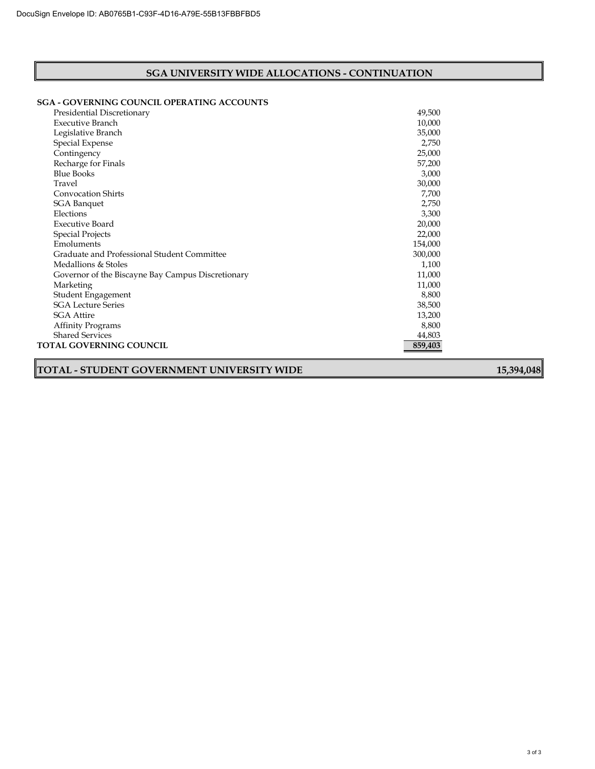## SGA UNIVERSITY WIDE ALLOCATIONS - CONTINUATION

| SGA - GOVERNING COUNCIL OPERATING ACCOUNTS | | |
|---|---|---|
| Presidential Discretionary | 49,500 | |
| Executive Branch | 10,000 | |
| Legislative Branch | 35,000 | |
| Special Expense | 2,750 | |
| Contingency | 25,000 | |
| Recharge for Finals | 57,200 | |
| Blue Books | 3,000 | |
| Travel | 30,000 | |
| Convocation Shirts | 7,700 | |
| SGA Banquet | 2,750 | |
| Elections | 3,300 | |
| Executive Board | 20,000 | |
| Special Projects | 22,000 | |
| Emoluments | 154,000 | |
| Graduate and Professional Student Committee | 300,000 | |
| Medallions & Stoles | 1,100 | |
| Governor of the Biscayne Bay Campus Discretionary | 11,000 | |
| Marketing | 11,000 | |
| Student Engagement | 8,800 | |
| SGA Lecture Series | 38,500 | |
| SGA Attire | 13,200 | |
| Affinity Programs | 8,800 | |
| Shared Services | 44,803 | |
| **TOTAL GOVERNING COUNCIL** | **859,403** | |
| **TOTAL - STUDENT GOVERNMENT UNIVERSITY WIDE** | | **15,394,048** |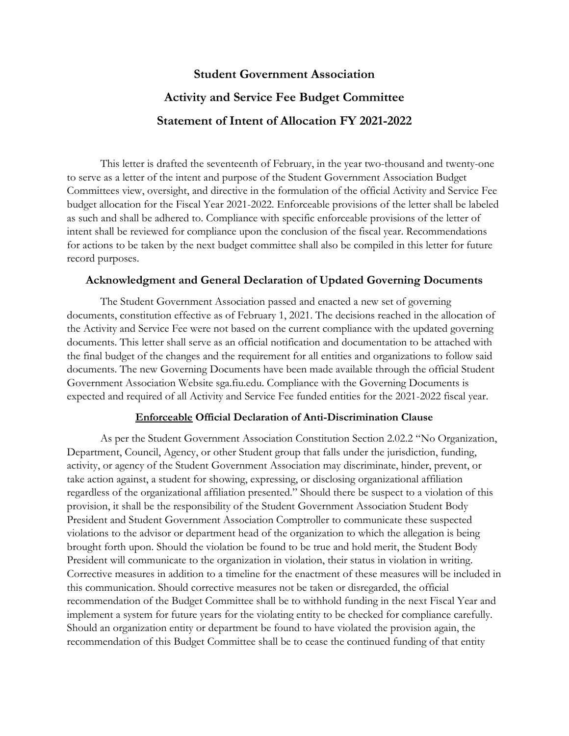# Student Government Association

# Activity and Service Fee Budget Committee

# Statement of Intent of Allocation FY 2021-2022

This letter is drafted the seventeenth of February, in the year two-thousand and twenty-one to serve as a letter of the intent and purpose of the Student Government Association Budget Committees view, oversight, and directive in the formulation of the official Activity and Service Fee budget allocation for the Fiscal Year 2021-2022. Enforceable provisions of the letter shall be labeled as such and shall be adhered to. Compliance with specific enforceable provisions of the letter of intent shall be reviewed for compliance upon the conclusion of the fiscal year. Recommendations for actions to be taken by the next budget committee shall also be compiled in this letter for future record purposes.

### Acknowledgment and General Declaration of Updated Governing Documents

The Student Government Association passed and enacted a new set of governing documents, constitution effective as of February 1, 2021. The decisions reached in the allocation of the Activity and Service Fee were not based on the current compliance with the updated governing documents. This letter shall serve as an official notification and documentation to be attached with the final budget of the changes and the requirement for all entities and organizations to follow said documents. The new Governing Documents have been made available through the official Student Government Association Website sga.fiu.edu. Compliance with the Governing Documents is expected and required of all Activity and Service Fee funded entities for the 2021-2022 fiscal year.

### <u>Enforceable</u> Official Declaration of Anti-Discrimination Clause

As per the Student Government Association Constitution Section 2.02.2 "No Organization, Department, Council, Agency, or other Student group that falls under the jurisdiction, funding, activity, or agency of the Student Government Association may discriminate, hinder, prevent, or take action against, a student for showing, expressing, or disclosing organizational affiliation regardless of the organizational affiliation presented." Should there be suspect to a violation of this provision, it shall be the responsibility of the Student Government Association Student Body President and Student Government Association Comptroller to communicate these suspected violations to the advisor or department head of the organization to which the allegation is being brought forth upon. Should the violation be found to be true and hold merit, the Student Body President will communicate to the organization in violation, their status in violation in writing. Corrective measures in addition to a timeline for the enactment of these measures will be included in this communication. Should corrective measures not be taken or disregarded, the official recommendation of the Budget Committee shall be to withhold funding in the next Fiscal Year and implement a system for future years for the violating entity to be checked for compliance carefully. Should an organization entity or department be found to have violated the provision again, the recommendation of this Budget Committee shall be to cease the continued funding of that entity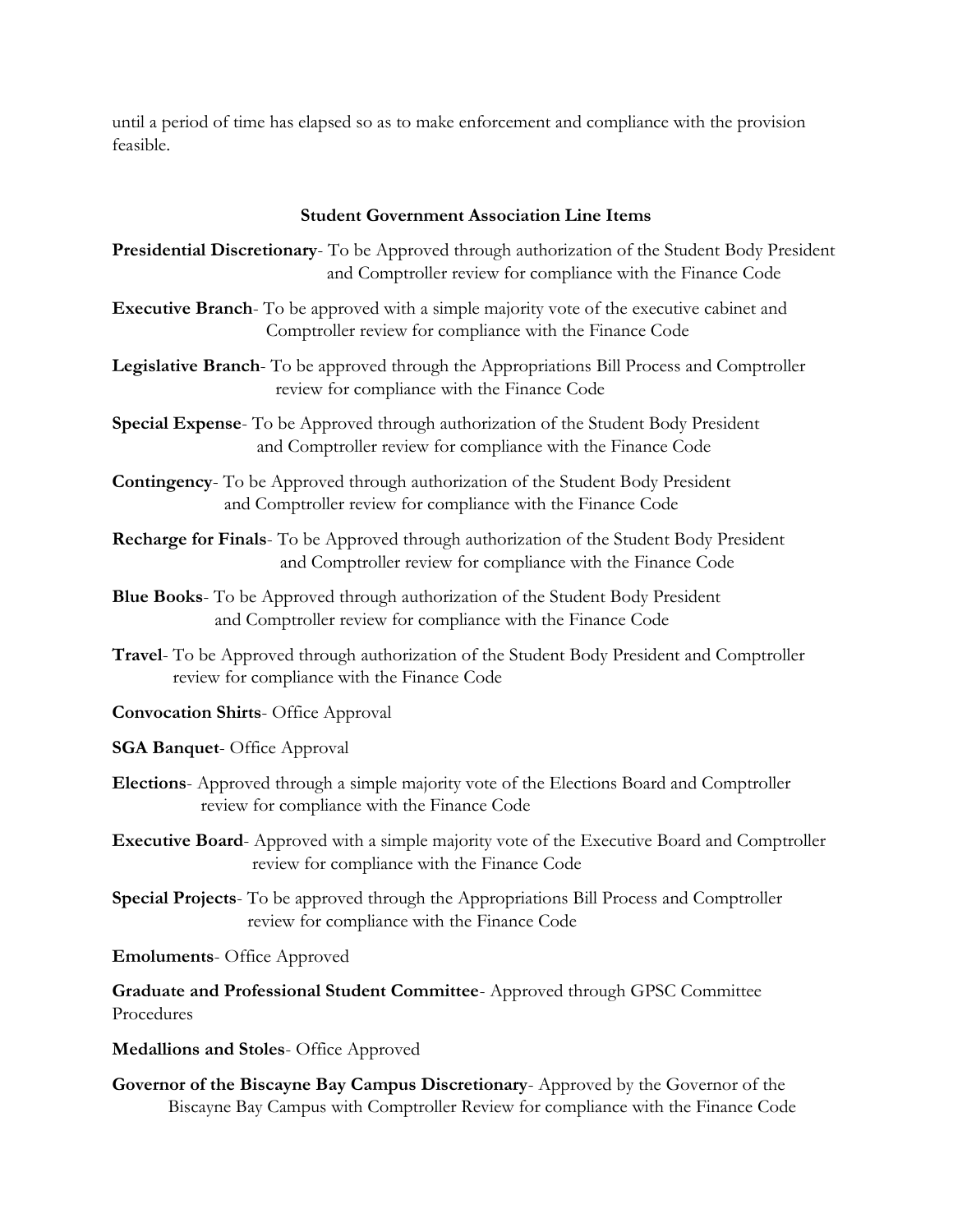until a period of time has elapsed so as to make enforcement and compliance with the provision feasible.

**Student Government Association Line Items**

**Presidential Discretionary**- To be Approved through authorization of the Student Body President and Comptroller review for compliance with the Finance Code

**Executive Branch**- To be approved with a simple majority vote of the executive cabinet and Comptroller review for compliance with the Finance Code

**Legislative Branch**- To be approved through the Appropriations Bill Process and Comptroller review for compliance with the Finance Code

**Special Expense**- To be Approved through authorization of the Student Body President and Comptroller review for compliance with the Finance Code

**Contingency**- To be Approved through authorization of the Student Body President and Comptroller review for compliance with the Finance Code

**Recharge for Finals**- To be Approved through authorization of the Student Body President and Comptroller review for compliance with the Finance Code

**Blue Books**- To be Approved through authorization of the Student Body President and Comptroller review for compliance with the Finance Code

**Travel**- To be Approved through authorization of the Student Body President and Comptroller review for compliance with the Finance Code

**Convocation Shirts**- Office Approval

**SGA Banquet**- Office Approval

**Elections**- Approved through a simple majority vote of the Elections Board and Comptroller review for compliance with the Finance Code

**Executive Board**- Approved with a simple majority vote of the Executive Board and Comptroller review for compliance with the Finance Code

**Special Projects**- To be approved through the Appropriations Bill Process and Comptroller review for compliance with the Finance Code

**Emoluments**- Office Approved

**Graduate and Professional Student Committee**- Approved through GPSC Committee Procedures

**Medallions and Stoles**- Office Approved

**Governor of the Biscayne Bay Campus Discretionary**- Approved by the Governor of the Biscayne Bay Campus with Comptroller Review for compliance with the Finance Code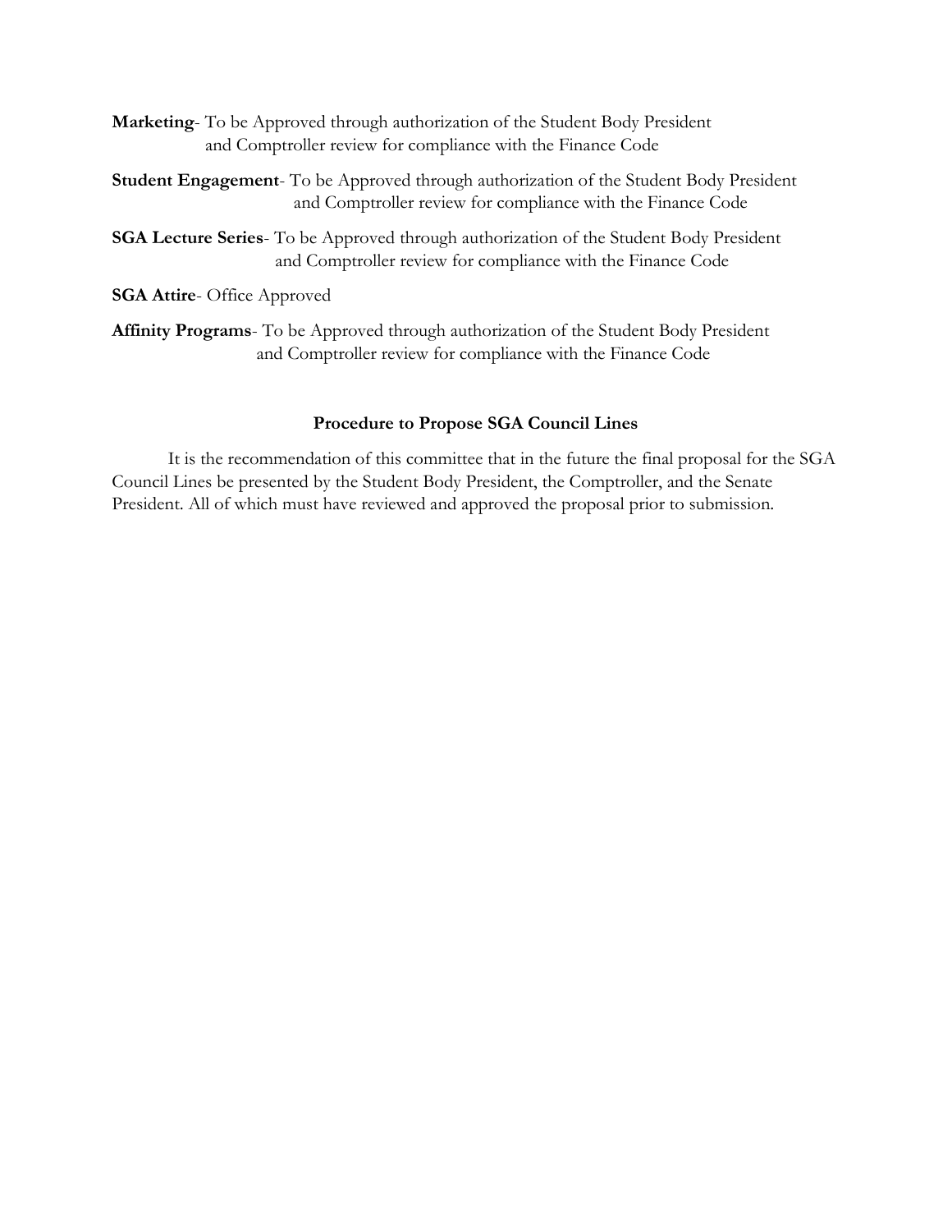**Marketing**- To be Approved through authorization of the Student Body President and Comptroller review for compliance with the Finance Code

**Student Engagement**- To be Approved through authorization of the Student Body President and Comptroller review for compliance with the Finance Code

**SGA Lecture Series**- To be Approved through authorization of the Student Body President and Comptroller review for compliance with the Finance Code

**SGA Attire**- Office Approved

**Affinity Programs**- To be Approved through authorization of the Student Body President and Comptroller review for compliance with the Finance Code

### Procedure to Propose SGA Council Lines

It is the recommendation of this committee that in the future the final proposal for the SGA Council Lines be presented by the Student Body President, the Comptroller, and the Senate President. All of which must have reviewed and approved the proposal prior to submission.